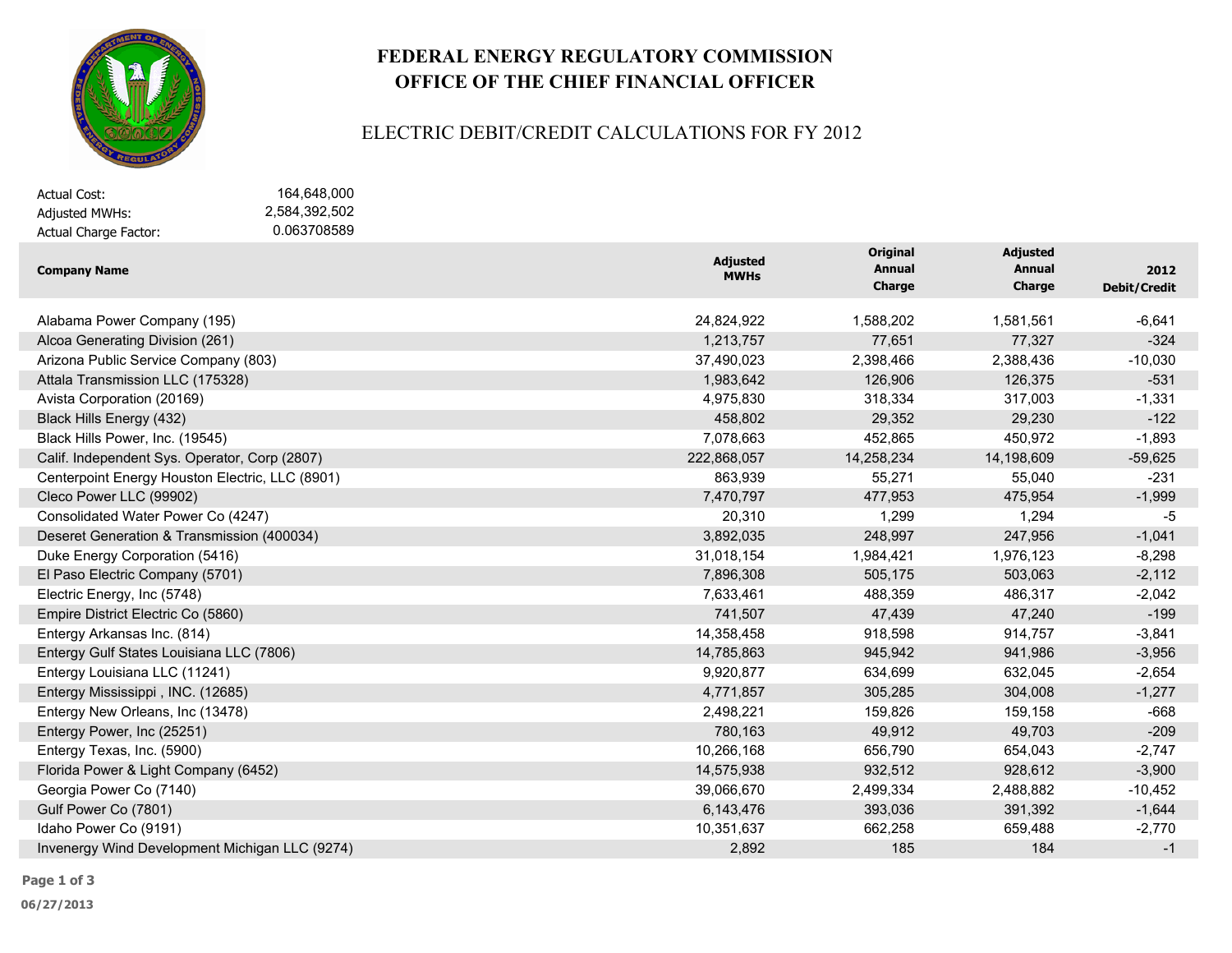# FEDERAL ENERGY REGULATORY COMMISSION
# OFFICE OF THE CHIEF FINANCIAL OFFICER

## ELECTRIC DEBIT/CREDIT CALCULATIONS FOR FY 2012

| | |
|---|---|
| Actual Cost: | 164,648,000 |
| Adjusted MWHs: | 2,584,392,502 |
| Actual Charge Factor: | 0.063708589 |

| Company Name | Adjusted MWHs | Original Annual Charge | Adjusted Annual Charge | 2012 Debit/Credit |
|---|---|---|---|---|
| Alabama Power Company (195) | 24,824,922 | 1,588,202 | 1,581,561 | -6,641 |
| Alcoa Generating Division (261) | 1,213,757 | 77,651 | 77,327 | -324 |
| Arizona Public Service Company (803) | 37,490,023 | 2,398,466 | 2,388,436 | -10,030 |
| Attala Transmission LLC (175328) | 1,983,642 | 126,906 | 126,375 | -531 |
| Avista Corporation (20169) | 4,975,830 | 318,334 | 317,003 | -1,331 |
| Black Hills Energy (432) | 458,802 | 29,352 | 29,230 | -122 |
| Black Hills Power, Inc. (19545) | 7,078,663 | 452,865 | 450,972 | -1,893 |
| Calif. Independent Sys. Operator, Corp (2807) | 222,868,057 | 14,258,234 | 14,198,609 | -59,625 |
| Centerpoint Energy Houston Electric, LLC (8901) | 863,939 | 55,271 | 55,040 | -231 |
| Cleco Power LLC (99902) | 7,470,797 | 477,953 | 475,954 | -1,999 |
| Consolidated Water Power Co (4247) | 20,310 | 1,299 | 1,294 | -5 |
| Deseret Generation & Transmission (400034) | 3,892,035 | 248,997 | 247,956 | -1,041 |
| Duke Energy Corporation (5416) | 31,018,154 | 1,984,421 | 1,976,123 | -8,298 |
| El Paso Electric Company (5701) | 7,896,308 | 505,175 | 503,063 | -2,112 |
| Electric Energy, Inc (5748) | 7,633,461 | 488,359 | 486,317 | -2,042 |
| Empire District Electric Co (5860) | 741,507 | 47,439 | 47,240 | -199 |
| Entergy Arkansas Inc. (814) | 14,358,458 | 918,598 | 914,757 | -3,841 |
| Entergy Gulf States Louisiana LLC (7806) | 14,785,863 | 945,942 | 941,986 | -3,956 |
| Entergy Louisiana LLC (11241) | 9,920,877 | 634,699 | 632,045 | -2,654 |
| Entergy Mississippi , INC. (12685) | 4,771,857 | 305,285 | 304,008 | -1,277 |
| Entergy New Orleans, Inc (13478) | 2,498,221 | 159,826 | 159,158 | -668 |
| Entergy Power, Inc (25251) | 780,163 | 49,912 | 49,703 | -209 |
| Entergy Texas, Inc. (5900) | 10,266,168 | 656,790 | 654,043 | -2,747 |
| Florida Power & Light Company (6452) | 14,575,938 | 932,512 | 928,612 | -3,900 |
| Georgia Power Co (7140) | 39,066,670 | 2,499,334 | 2,488,882 | -10,452 |
| Gulf Power Co (7801) | 6,143,476 | 393,036 | 391,392 | -1,644 |
| Idaho Power Co (9191) | 10,351,637 | 662,258 | 659,488 | -2,770 |
| Invenergy Wind Development Michigan LLC (9274) | 2,892 | 185 | 184 | -1 |

06/27/2013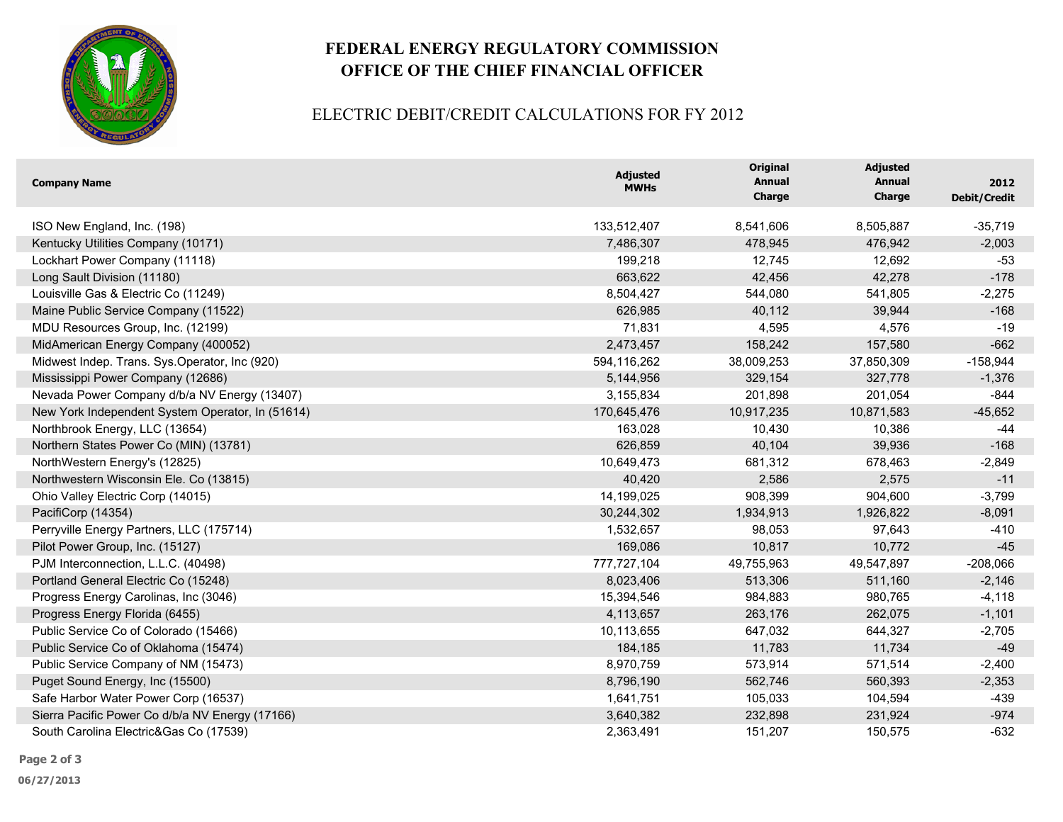# FEDERAL ENERGY REGULATORY COMMISSION
# OFFICE OF THE CHIEF FINANCIAL OFFICER

## ELECTRIC DEBIT/CREDIT CALCULATIONS FOR FY 2012

| Company Name | Adjusted MWHs | Original Annual Charge | Adjusted Annual Charge | 2012 Debit/Credit |
|---|---|---|---|---|
| ISO New England, Inc. (198) | 133,512,407 | 8,541,606 | 8,505,887 | -35,719 |
| Kentucky Utilities Company (10171) | 7,486,307 | 478,945 | 476,942 | -2,003 |
| Lockhart Power Company (11118) | 199,218 | 12,745 | 12,692 | -53 |
| Long Sault Division (11180) | 663,622 | 42,456 | 42,278 | -178 |
| Louisville Gas & Electric Co (11249) | 8,504,427 | 544,080 | 541,805 | -2,275 |
| Maine Public Service Company (11522) | 626,985 | 40,112 | 39,944 | -168 |
| MDU Resources Group, Inc. (12199) | 71,831 | 4,595 | 4,576 | -19 |
| MidAmerican Energy Company (400052) | 2,473,457 | 158,242 | 157,580 | -662 |
| Midwest Indep. Trans. Sys.Operator, Inc (920) | 594,116,262 | 38,009,253 | 37,850,309 | -158,944 |
| Mississippi Power Company (12686) | 5,144,956 | 329,154 | 327,778 | -1,376 |
| Nevada Power Company d/b/a NV Energy (13407) | 3,155,834 | 201,898 | 201,054 | -844 |
| New York Independent System Operator, In (51614) | 170,645,476 | 10,917,235 | 10,871,583 | -45,652 |
| Northbrook Energy, LLC (13654) | 163,028 | 10,430 | 10,386 | -44 |
| Northern States Power Co (MIN) (13781) | 626,859 | 40,104 | 39,936 | -168 |
| NorthWestern Energy's (12825) | 10,649,473 | 681,312 | 678,463 | -2,849 |
| Northwestern Wisconsin Ele. Co (13815) | 40,420 | 2,586 | 2,575 | -11 |
| Ohio Valley Electric Corp (14015) | 14,199,025 | 908,399 | 904,600 | -3,799 |
| PacifiCorp (14354) | 30,244,302 | 1,934,913 | 1,926,822 | -8,091 |
| Perryville Energy Partners, LLC (175714) | 1,532,657 | 98,053 | 97,643 | -410 |
| Pilot Power Group, Inc. (15127) | 169,086 | 10,817 | 10,772 | -45 |
| PJM Interconnection, L.L.C. (40498) | 777,727,104 | 49,755,963 | 49,547,897 | -208,066 |
| Portland General Electric Co (15248) | 8,023,406 | 513,306 | 511,160 | -2,146 |
| Progress Energy Carolinas, Inc (3046) | 15,394,546 | 984,883 | 980,765 | -4,118 |
| Progress Energy Florida (6455) | 4,113,657 | 263,176 | 262,075 | -1,101 |
| Public Service Co of Colorado (15466) | 10,113,655 | 647,032 | 644,327 | -2,705 |
| Public Service Co of Oklahoma (15474) | 184,185 | 11,783 | 11,734 | -49 |
| Public Service Company of NM (15473) | 8,970,759 | 573,914 | 571,514 | -2,400 |
| Puget Sound Energy, Inc (15500) | 8,796,190 | 562,746 | 560,393 | -2,353 |
| Safe Harbor Water Power Corp (16537) | 1,641,751 | 105,033 | 104,594 | -439 |
| Sierra Pacific Power Co d/b/a NV Energy (17166) | 3,640,382 | 232,898 | 231,924 | -974 |
| South Carolina Electric&Gas Co (17539) | 2,363,491 | 151,207 | 150,575 | -632 |

06/27/2013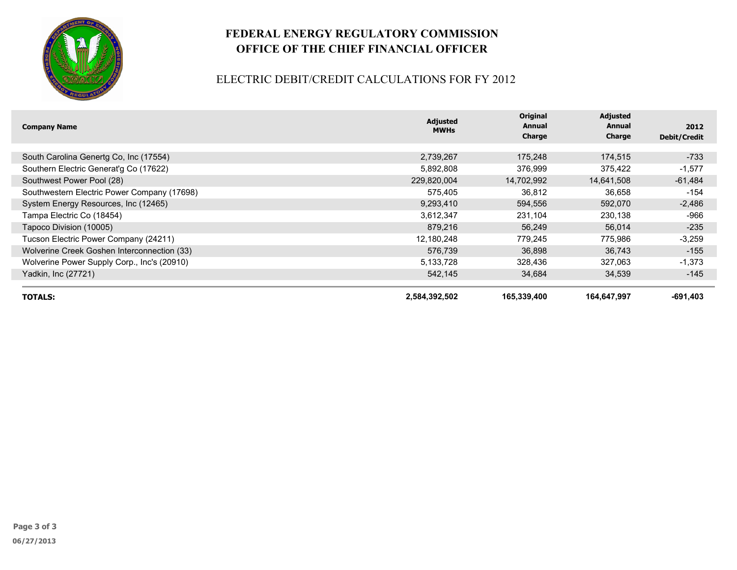# FEDERAL ENERGY REGULATORY COMMISSION
## OFFICE OF THE CHIEF FINANCIAL OFFICER

### ELECTRIC DEBIT/CREDIT CALCULATIONS FOR FY 2012

| Company Name | Adjusted MWHs | Original Annual Charge | Adjusted Annual Charge | 2012 Debit/Credit |
|---|---|---|---|---|
| South Carolina Genertg Co, Inc (17554) | 2,739,267 | 175,248 | 174,515 | -733 |
| Southern Electric Generat'g Co (17622) | 5,892,808 | 376,999 | 375,422 | -1,577 |
| Southwest Power Pool (28) | 229,820,004 | 14,702,992 | 14,641,508 | -61,484 |
| Southwestern Electric Power Company (17698) | 575,405 | 36,812 | 36,658 | -154 |
| System Energy Resources, Inc (12465) | 9,293,410 | 594,556 | 592,070 | -2,486 |
| Tampa Electric Co (18454) | 3,612,347 | 231,104 | 230,138 | -966 |
| Tapoco Division (10005) | 879,216 | 56,249 | 56,014 | -235 |
| Tucson Electric Power Company (24211) | 12,180,248 | 779,245 | 775,986 | -3,259 |
| Wolverine Creek Goshen Interconnection (33) | 576,739 | 36,898 | 36,743 | -155 |
| Wolverine Power Supply Corp., Inc's (20910) | 5,133,728 | 328,436 | 327,063 | -1,373 |
| Yadkin, Inc (27721) | 542,145 | 34,684 | 34,539 | -145 |
| **TOTALS:** | **2,584,392,502** | **165,339,400** | **164,647,997** | **-691,403** |

06/27/2013